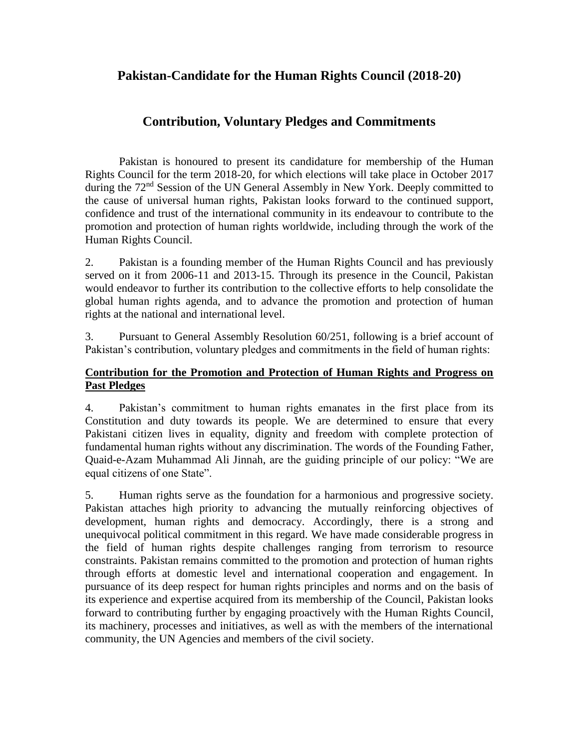# Pakistan-Candidate for the Human Rights Council (2018-20)

## Contribution, Voluntary Pledges and Commitments

Pakistan is honoured to present its candidature for membership of the Human Rights Council for the term 2018-20, for which elections will take place in October 2017 during the 72nd Session of the UN General Assembly in New York. Deeply committed to the cause of universal human rights, Pakistan looks forward to the continued support, confidence and trust of the international community in its endeavour to contribute to the promotion and protection of human rights worldwide, including through the work of the Human Rights Council.

2. Pakistan is a founding member of the Human Rights Council and has previously served on it from 2006-11 and 2013-15. Through its presence in the Council, Pakistan would endeavor to further its contribution to the collective efforts to help consolidate the global human rights agenda, and to advance the promotion and protection of human rights at the national and international level.

3. Pursuant to General Assembly Resolution 60/251, following is a brief account of Pakistan's contribution, voluntary pledges and commitments in the field of human rights:

**Contribution for the Promotion and Protection of Human Rights and Progress on Past Pledges**

4. Pakistan's commitment to human rights emanates in the first place from its Constitution and duty towards its people. We are determined to ensure that every Pakistani citizen lives in equality, dignity and freedom with complete protection of fundamental human rights without any discrimination. The words of the Founding Father, Quaid-e-Azam Muhammad Ali Jinnah, are the guiding principle of our policy: "We are equal citizens of one State".

5. Human rights serve as the foundation for a harmonious and progressive society. Pakistan attaches high priority to advancing the mutually reinforcing objectives of development, human rights and democracy. Accordingly, there is a strong and unequivocal political commitment in this regard. We have made considerable progress in the field of human rights despite challenges ranging from terrorism to resource constraints. Pakistan remains committed to the promotion and protection of human rights through efforts at domestic level and international cooperation and engagement. In pursuance of its deep respect for human rights principles and norms and on the basis of its experience and expertise acquired from its membership of the Council, Pakistan looks forward to contributing further by engaging proactively with the Human Rights Council, its machinery, processes and initiatives, as well as with the members of the international community, the UN Agencies and members of the civil society.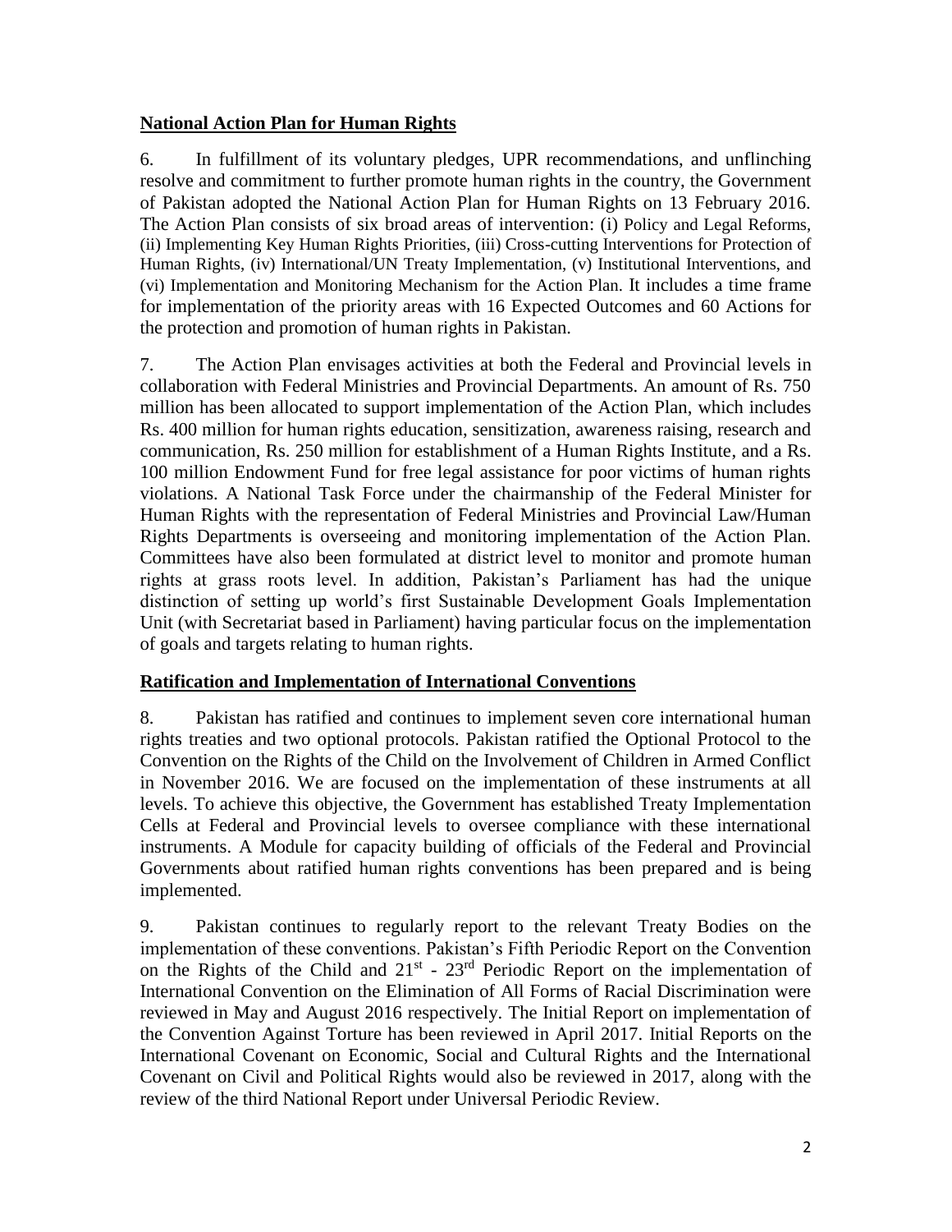**National Action Plan for Human Rights**

6. In fulfillment of its voluntary pledges, UPR recommendations, and unflinching resolve and commitment to further promote human rights in the country, the Government of Pakistan adopted the National Action Plan for Human Rights on 13 February 2016. The Action Plan consists of six broad areas of intervention: (i) Policy and Legal Reforms, (ii) Implementing Key Human Rights Priorities, (iii) Cross-cutting Interventions for Protection of Human Rights, (iv) International/UN Treaty Implementation, (v) Institutional Interventions, and (vi) Implementation and Monitoring Mechanism for the Action Plan. It includes a time frame for implementation of the priority areas with 16 Expected Outcomes and 60 Actions for the protection and promotion of human rights in Pakistan.

7. The Action Plan envisages activities at both the Federal and Provincial levels in collaboration with Federal Ministries and Provincial Departments. An amount of Rs. 750 million has been allocated to support implementation of the Action Plan, which includes Rs. 400 million for human rights education, sensitization, awareness raising, research and communication, Rs. 250 million for establishment of a Human Rights Institute, and a Rs. 100 million Endowment Fund for free legal assistance for poor victims of human rights violations. A National Task Force under the chairmanship of the Federal Minister for Human Rights with the representation of Federal Ministries and Provincial Law/Human Rights Departments is overseeing and monitoring implementation of the Action Plan. Committees have also been formulated at district level to monitor and promote human rights at grass roots level. In addition, Pakistan's Parliament has had the unique distinction of setting up world's first Sustainable Development Goals Implementation Unit (with Secretariat based in Parliament) having particular focus on the implementation of goals and targets relating to human rights.

**Ratification and Implementation of International Conventions**

8. Pakistan has ratified and continues to implement seven core international human rights treaties and two optional protocols. Pakistan ratified the Optional Protocol to the Convention on the Rights of the Child on the Involvement of Children in Armed Conflict in November 2016. We are focused on the implementation of these instruments at all levels. To achieve this objective, the Government has established Treaty Implementation Cells at Federal and Provincial levels to oversee compliance with these international instruments. A Module for capacity building of officials of the Federal and Provincial Governments about ratified human rights conventions has been prepared and is being implemented.

9. Pakistan continues to regularly report to the relevant Treaty Bodies on the implementation of these conventions. Pakistan's Fifth Periodic Report on the Convention on the Rights of the Child and 21st - 23rd Periodic Report on the implementation of International Convention on the Elimination of All Forms of Racial Discrimination were reviewed in May and August 2016 respectively. The Initial Report on implementation of the Convention Against Torture has been reviewed in April 2017. Initial Reports on the International Covenant on Economic, Social and Cultural Rights and the International Covenant on Civil and Political Rights would also be reviewed in 2017, along with the review of the third National Report under Universal Periodic Review.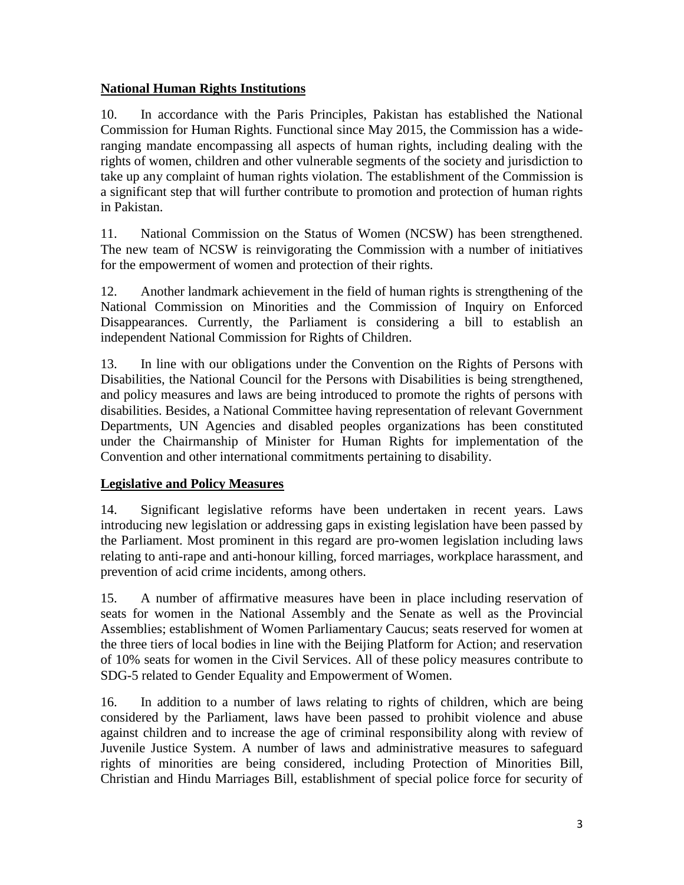**National Human Rights Institutions**

10. In accordance with the Paris Principles, Pakistan has established the National Commission for Human Rights. Functional since May 2015, the Commission has a wide-ranging mandate encompassing all aspects of human rights, including dealing with the rights of women, children and other vulnerable segments of the society and jurisdiction to take up any complaint of human rights violation. The establishment of the Commission is a significant step that will further contribute to promotion and protection of human rights in Pakistan.

11. National Commission on the Status of Women (NCSW) has been strengthened. The new team of NCSW is reinvigorating the Commission with a number of initiatives for the empowerment of women and protection of their rights.

12. Another landmark achievement in the field of human rights is strengthening of the National Commission on Minorities and the Commission of Inquiry on Enforced Disappearances. Currently, the Parliament is considering a bill to establish an independent National Commission for Rights of Children.

13. In line with our obligations under the Convention on the Rights of Persons with Disabilities, the National Council for the Persons with Disabilities is being strengthened, and policy measures and laws are being introduced to promote the rights of persons with disabilities. Besides, a National Committee having representation of relevant Government Departments, UN Agencies and disabled peoples organizations has been constituted under the Chairmanship of Minister for Human Rights for implementation of the Convention and other international commitments pertaining to disability.

**Legislative and Policy Measures**

14. Significant legislative reforms have been undertaken in recent years. Laws introducing new legislation or addressing gaps in existing legislation have been passed by the Parliament. Most prominent in this regard are pro-women legislation including laws relating to anti-rape and anti-honour killing, forced marriages, workplace harassment, and prevention of acid crime incidents, among others.

15. A number of affirmative measures have been in place including reservation of seats for women in the National Assembly and the Senate as well as the Provincial Assemblies; establishment of Women Parliamentary Caucus; seats reserved for women at the three tiers of local bodies in line with the Beijing Platform for Action; and reservation of 10% seats for women in the Civil Services. All of these policy measures contribute to SDG-5 related to Gender Equality and Empowerment of Women.

16. In addition to a number of laws relating to rights of children, which are being considered by the Parliament, laws have been passed to prohibit violence and abuse against children and to increase the age of criminal responsibility along with review of Juvenile Justice System. A number of laws and administrative measures to safeguard rights of minorities are being considered, including Protection of Minorities Bill, Christian and Hindu Marriages Bill, establishment of special police force for security of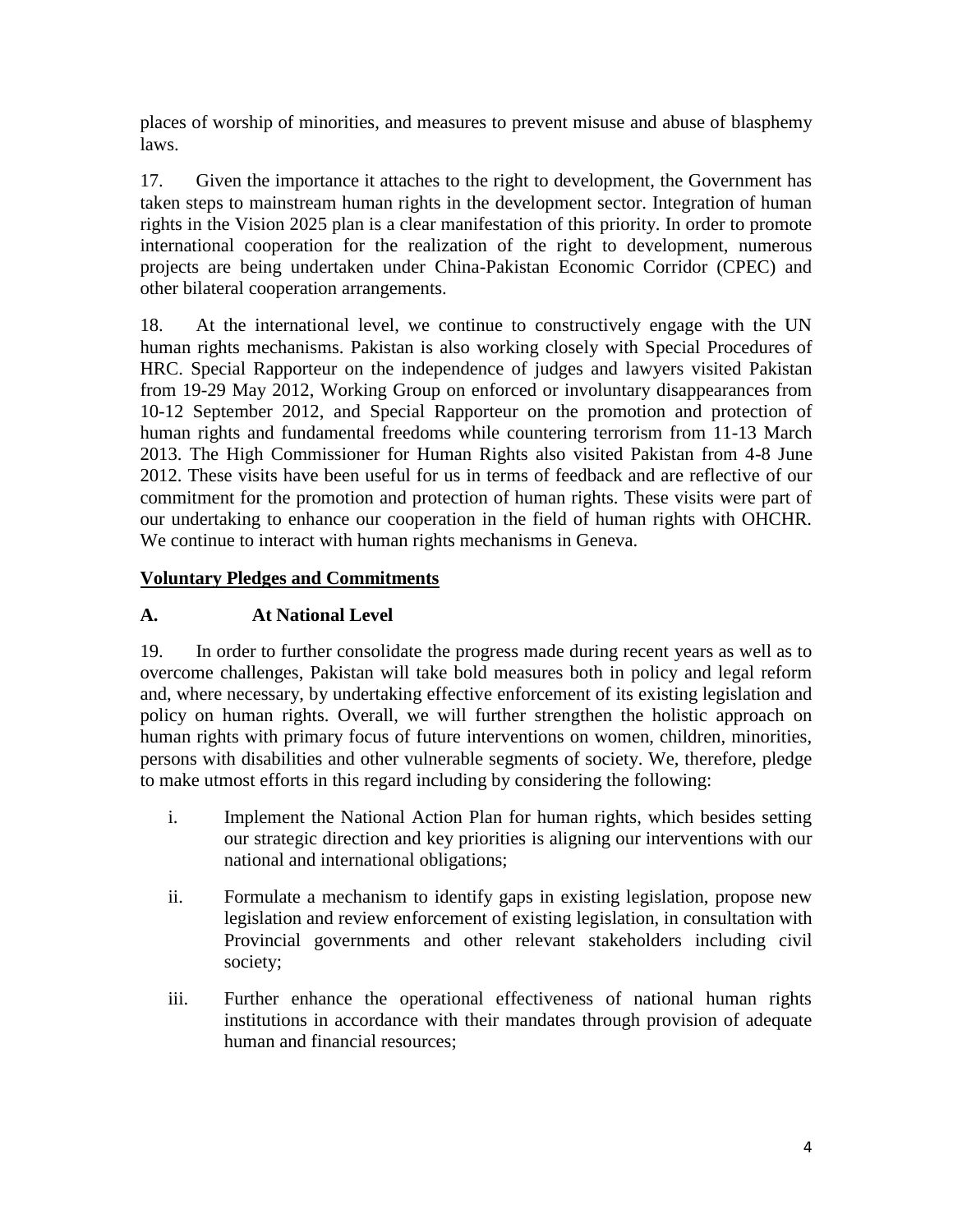places of worship of minorities, and measures to prevent misuse and abuse of blasphemy laws.

17. Given the importance it attaches to the right to development, the Government has taken steps to mainstream human rights in the development sector. Integration of human rights in the Vision 2025 plan is a clear manifestation of this priority. In order to promote international cooperation for the realization of the right to development, numerous projects are being undertaken under China-Pakistan Economic Corridor (CPEC) and other bilateral cooperation arrangements.

18. At the international level, we continue to constructively engage with the UN human rights mechanisms. Pakistan is also working closely with Special Procedures of HRC. Special Rapporteur on the independence of judges and lawyers visited Pakistan from 19-29 May 2012, Working Group on enforced or involuntary disappearances from 10-12 September 2012, and Special Rapporteur on the promotion and protection of human rights and fundamental freedoms while countering terrorism from 11-13 March 2013. The High Commissioner for Human Rights also visited Pakistan from 4-8 June 2012. These visits have been useful for us in terms of feedback and are reflective of our commitment for the promotion and protection of human rights. These visits were part of our undertaking to enhance our cooperation in the field of human rights with OHCHR. We continue to interact with human rights mechanisms in Geneva.

## Voluntary Pledges and Commitments

### A. At National Level

19. In order to further consolidate the progress made during recent years as well as to overcome challenges, Pakistan will take bold measures both in policy and legal reform and, where necessary, by undertaking effective enforcement of its existing legislation and policy on human rights. Overall, we will further strengthen the holistic approach on human rights with primary focus of future interventions on women, children, minorities, persons with disabilities and other vulnerable segments of society. We, therefore, pledge to make utmost efforts in this regard including by considering the following:

i. Implement the National Action Plan for human rights, which besides setting our strategic direction and key priorities is aligning our interventions with our national and international obligations;

ii. Formulate a mechanism to identify gaps in existing legislation, propose new legislation and review enforcement of existing legislation, in consultation with Provincial governments and other relevant stakeholders including civil society;

iii. Further enhance the operational effectiveness of national human rights institutions in accordance with their mandates through provision of adequate human and financial resources;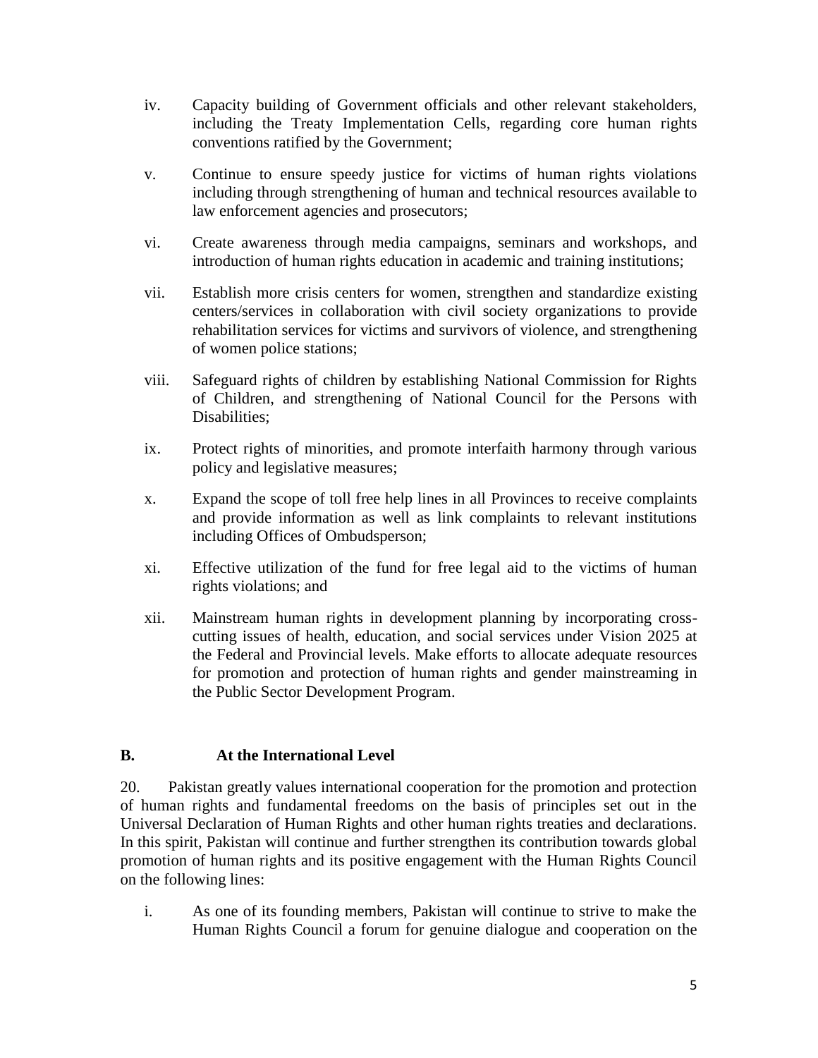iv. Capacity building of Government officials and other relevant stakeholders, including the Treaty Implementation Cells, regarding core human rights conventions ratified by the Government;

v. Continue to ensure speedy justice for victims of human rights violations including through strengthening of human and technical resources available to law enforcement agencies and prosecutors;

vi. Create awareness through media campaigns, seminars and workshops, and introduction of human rights education in academic and training institutions;

vii. Establish more crisis centers for women, strengthen and standardize existing centers/services in collaboration with civil society organizations to provide rehabilitation services for victims and survivors of violence, and strengthening of women police stations;

viii. Safeguard rights of children by establishing National Commission for Rights of Children, and strengthening of National Council for the Persons with Disabilities;

ix. Protect rights of minorities, and promote interfaith harmony through various policy and legislative measures;

x. Expand the scope of toll free help lines in all Provinces to receive complaints and provide information as well as link complaints to relevant institutions including Offices of Ombudsperson;

xi. Effective utilization of the fund for free legal aid to the victims of human rights violations; and

xii. Mainstream human rights in development planning by incorporating cross-cutting issues of health, education, and social services under Vision 2025 at the Federal and Provincial levels. Make efforts to allocate adequate resources for promotion and protection of human rights and gender mainstreaming in the Public Sector Development Program.

## B. At the International Level

20. Pakistan greatly values international cooperation for the promotion and protection of human rights and fundamental freedoms on the basis of principles set out in the Universal Declaration of Human Rights and other human rights treaties and declarations. In this spirit, Pakistan will continue and further strengthen its contribution towards global promotion of human rights and its positive engagement with the Human Rights Council on the following lines:

i. As one of its founding members, Pakistan will continue to strive to make the Human Rights Council a forum for genuine dialogue and cooperation on the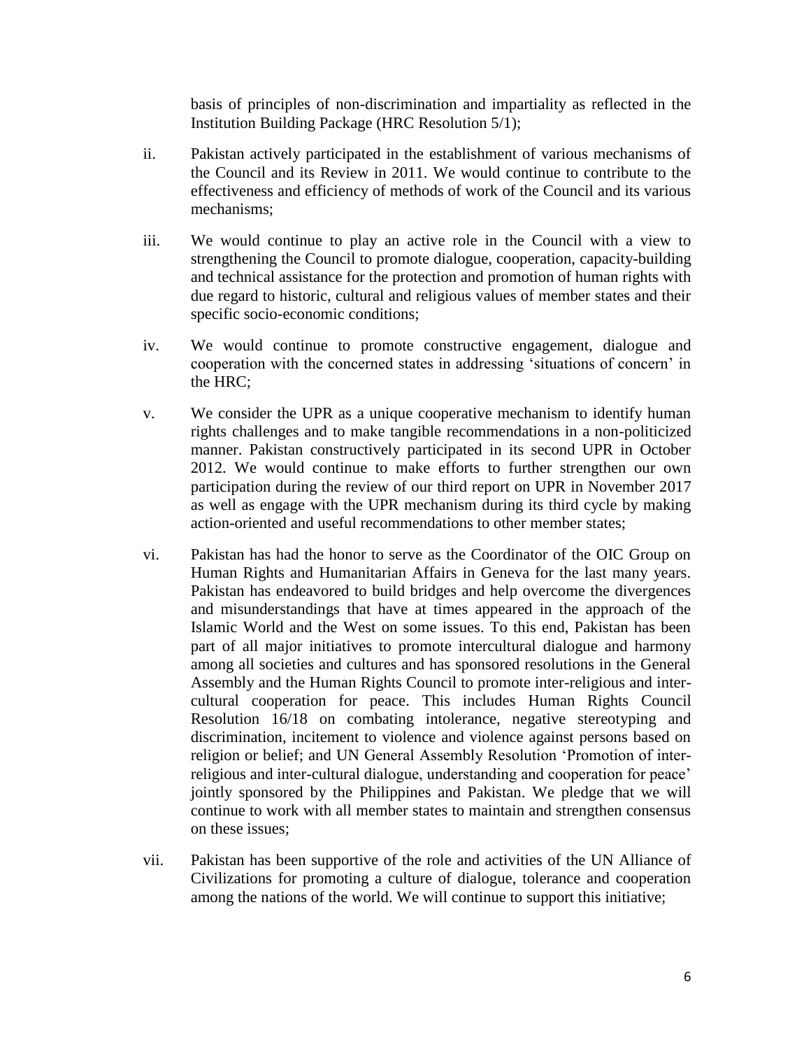basis of principles of non-discrimination and impartiality as reflected in the Institution Building Package (HRC Resolution 5/1);

ii. Pakistan actively participated in the establishment of various mechanisms of the Council and its Review in 2011. We would continue to contribute to the effectiveness and efficiency of methods of work of the Council and its various mechanisms;

iii. We would continue to play an active role in the Council with a view to strengthening the Council to promote dialogue, cooperation, capacity-building and technical assistance for the protection and promotion of human rights with due regard to historic, cultural and religious values of member states and their specific socio-economic conditions;

iv. We would continue to promote constructive engagement, dialogue and cooperation with the concerned states in addressing 'situations of concern' in the HRC;

v. We consider the UPR as a unique cooperative mechanism to identify human rights challenges and to make tangible recommendations in a non-politicized manner. Pakistan constructively participated in its second UPR in October 2012. We would continue to make efforts to further strengthen our own participation during the review of our third report on UPR in November 2017 as well as engage with the UPR mechanism during its third cycle by making action-oriented and useful recommendations to other member states;

vi. Pakistan has had the honor to serve as the Coordinator of the OIC Group on Human Rights and Humanitarian Affairs in Geneva for the last many years. Pakistan has endeavored to build bridges and help overcome the divergences and misunderstandings that have at times appeared in the approach of the Islamic World and the West on some issues. To this end, Pakistan has been part of all major initiatives to promote intercultural dialogue and harmony among all societies and cultures and has sponsored resolutions in the General Assembly and the Human Rights Council to promote inter-religious and inter-cultural cooperation for peace. This includes Human Rights Council Resolution 16/18 on combating intolerance, negative stereotyping and discrimination, incitement to violence and violence against persons based on religion or belief; and UN General Assembly Resolution 'Promotion of inter-religious and inter-cultural dialogue, understanding and cooperation for peace' jointly sponsored by the Philippines and Pakistan. We pledge that we will continue to work with all member states to maintain and strengthen consensus on these issues;

vii. Pakistan has been supportive of the role and activities of the UN Alliance of Civilizations for promoting a culture of dialogue, tolerance and cooperation among the nations of the world. We will continue to support this initiative;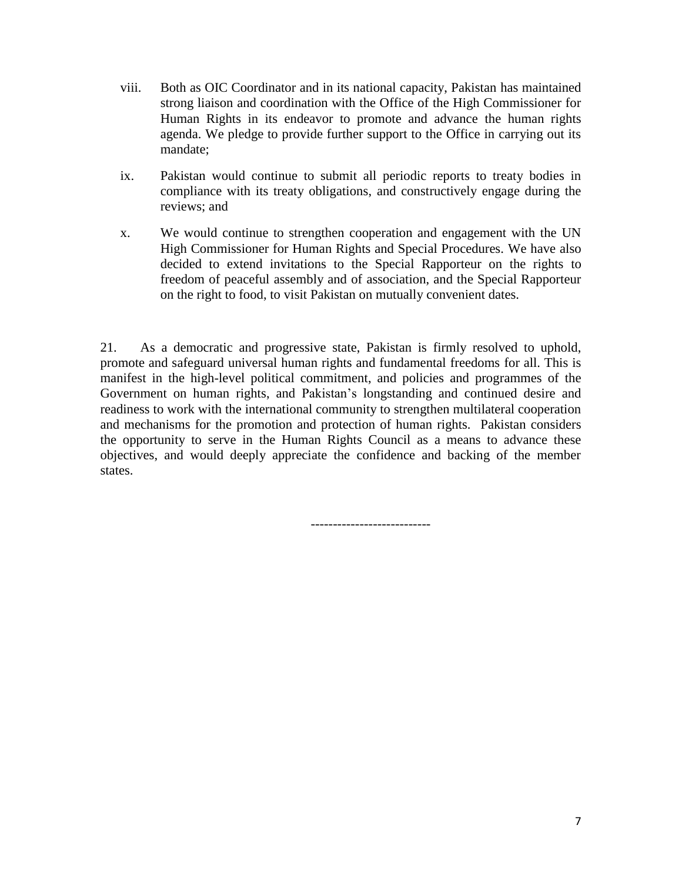viii. Both as OIC Coordinator and in its national capacity, Pakistan has maintained strong liaison and coordination with the Office of the High Commissioner for Human Rights in its endeavor to promote and advance the human rights agenda. We pledge to provide further support to the Office in carrying out its mandate;

ix. Pakistan would continue to submit all periodic reports to treaty bodies in compliance with its treaty obligations, and constructively engage during the reviews; and

x. We would continue to strengthen cooperation and engagement with the UN High Commissioner for Human Rights and Special Procedures. We have also decided to extend invitations to the Special Rapporteur on the rights to freedom of peaceful assembly and of association, and the Special Rapporteur on the right to food, to visit Pakistan on mutually convenient dates.

21. As a democratic and progressive state, Pakistan is firmly resolved to uphold, promote and safeguard universal human rights and fundamental freedoms for all. This is manifest in the high-level political commitment, and policies and programmes of the Government on human rights, and Pakistan's longstanding and continued desire and readiness to work with the international community to strengthen multilateral cooperation and mechanisms for the promotion and protection of human rights. Pakistan considers the opportunity to serve in the Human Rights Council as a means to advance these objectives, and would deeply appreciate the confidence and backing of the member states.

---------------------------